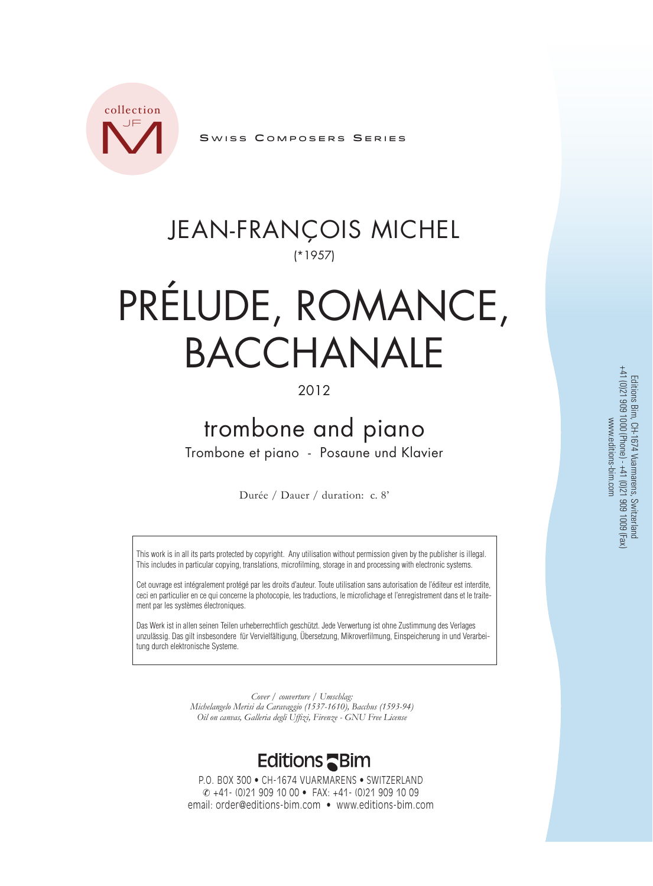collection JF M

Swiss Composers Series

# JEAN-FRANÇOIS MICHEL

(*1957)

# PRÉLUDE, ROMANCE, BACCHANALE

2012

## trombone and piano

Trombone et piano - Posaune und Klavier

Durée / Dauer / duration: c. 8'

This work is in all its parts protected by copyright. Any utilisation without permission given by the publisher is illegal. This includes in particular copying, translations, microfilming, storage in and processing with electronic systems.

Cet ouvrage est intégralement protégé par les droits d'auteur. Toute utilisation sans autorisation de l'éditeur est interdite, ceci en particulier en ce qui concerne la photocopie, les traductions, le microfichage et l'enregistrement dans et le traitement par les systèmes électroniques.

Das Werk ist in allen seinen Teilen urheberrechtlich geschützt. Jede Verwertung ist ohne Zustimmung des Verlages unzulässig. Das gilt insbesondere für Vervielfältigung, Übersetzung, Mikroverfilmung, Einspeicherung in und Verarbeitung durch elektronische Systeme.

*Cover / couverture / Umschlag:*
*Michelangelo Merisi da Caravaggio (1537-1610), Bacchus (1593-94)*
*Oil on canvas, Galleria degli Uffizi, Firenze - GNU Free License*

**Editions Bim**

P.O. BOX 300 • CH-1674 VUARMARENS • SWITZERLAND
✆ +41- (0)21 909 10 00 • FAX: +41- (0)21 909 10 09
email: order@editions-bim.com • www.editions-bim.com

Editions Bim, CH-1674 Vuarmarens, Switzerland
+41 (0)21 909 1000 (Phone) - +41 (0)21 909 1009 (Fax)
www.editions-bim.com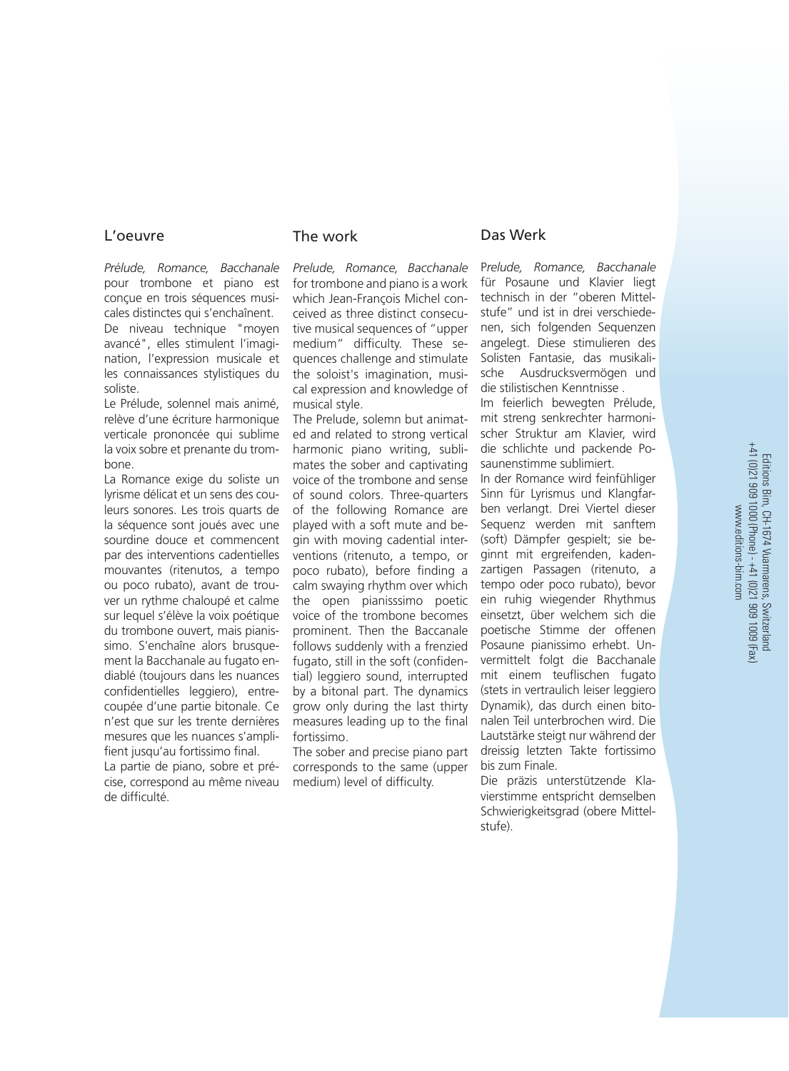## L'oeuvre

*Prélude, Romance, Bacchanale* pour trombone et piano est conçue en trois séquences musicales distinctes qui s'enchaînent. De niveau technique "moyen avancé", elles stimulent l'imagination, l'expression musicale et les connaissances stylistiques du soliste.

Le Prélude, solennel mais animé, relève d'une écriture harmonique verticale prononcée qui sublime la voix sobre et prenante du trombone.

La Romance exige du soliste un lyrisme délicat et un sens des couleurs sonores. Les trois quarts de la séquence sont joués avec une sourdine douce et commencent par des interventions cadentielles mouvantes (ritenutos, a tempo ou poco rubato), avant de trouver un rythme chaloupé et calme sur lequel s'élève la voix poétique du trombone ouvert, mais pianissimo. S'enchaîne alors brusquement la Bacchanale au fugato endiablé (toujours dans les nuances confidentielles leggiero), entrecoupée d'une partie bitonale. Ce n'est que sur les trente dernières mesures que les nuances s'amplifient jusqu'au fortissimo final.

La partie de piano, sobre et précise, correspond au même niveau de difficulté.

## The work

*Prelude, Romance, Bacchanale* for trombone and piano is a work which Jean-François Michel conceived as three distinct consecutive musical sequences of "upper medium" difficulty. These sequences challenge and stimulate the soloist's imagination, musical expression and knowledge of musical style.

The Prelude, solemn but animated and related to strong vertical harmonic piano writing, sublimates the sober and captivating voice of the trombone and sense of sound colors. Three-quarters of the following Romance are played with a soft mute and begin with moving cadential interventions (ritenuto, a tempo, or poco rubato), before finding a calm swaying rhythm over which the open pianisssimo poetic voice of the trombone becomes prominent. Then the Baccanale follows suddenly with a frenzied fugato, still in the soft (confidential) leggiero sound, interrupted by a bitonal part. The dynamics grow only during the last thirty measures leading up to the final fortissimo.

The sober and precise piano part corresponds to the same (upper medium) level of difficulty.

## Das Werk

*Prelude, Romance, Bacchanale* für Posaune und Klavier liegt technisch in der "oberen Mittelstufe" und ist in drei verschiedenen, sich folgenden Sequenzen angelegt. Diese stimulieren des Solisten Fantasie, das musikalische Ausdrucksvermögen und die stilistischen Kenntnisse .

Im feierlich bewegten Prélude, mit streng senkrechter harmonischer Struktur am Klavier, wird die schlichte und packende Posaunenstimme sublimiert.

In der Romance wird feinfühliger Sinn für Lyrismus und Klangfarben verlangt. Drei Viertel dieser Sequenz werden mit sanftem (soft) Dämpfer gespielt; sie beginnt mit ergreifenden, kadenzartigen Passagen (ritenuto, a tempo oder poco rubato), bevor ein ruhig wiegender Rhythmus einsetzt, über welchem sich die poetische Stimme der offenen Posaune pianissimo erhebt. Unvermittelt folgt die Bacchanale mit einem teuflischen fugato (stets in vertraulich leiser leggiero Dynamik), das durch einen bitonalen Teil unterbrochen wird. Die Lautstärke steigt nur während der dreissig letzten Takte fortissimo bis zum Finale.

Die präzis unterstützende Klavierstimme entspricht demselben Schwierigkeitsgrad (obere Mittelstufe).

Editions Bim, CH-1674 Vuarmarens, Switzerland
+41 (0)21 909 1000 (Phone) - +41 (0)21 909 1009 (Fax)
www.editions-bim.com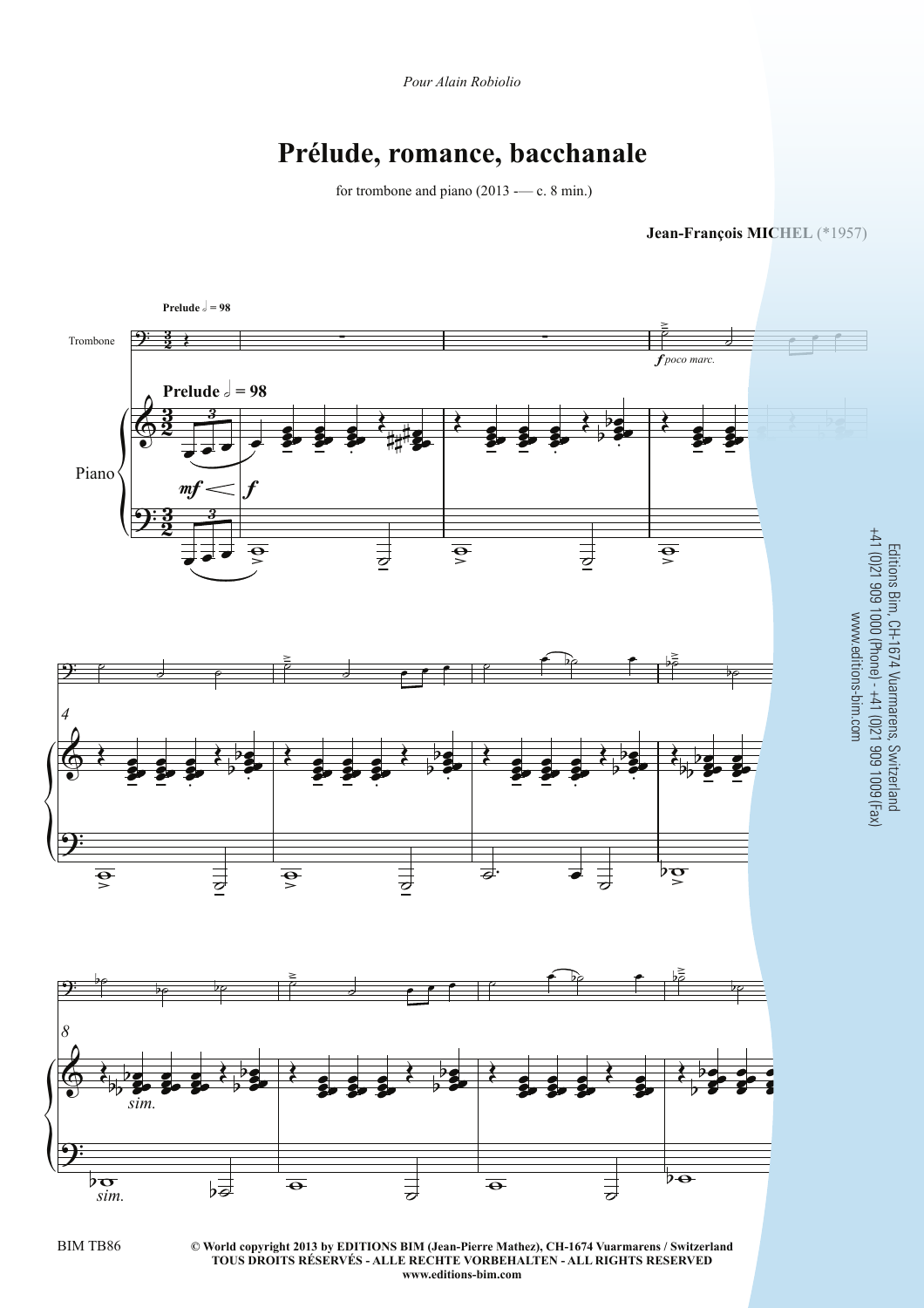*Pour Alain Robiolio*

# Prélude, romance, bacchanale

for trombone and piano (2013 -— c. 8 min.)

**Jean-François MICHEL** (*1957)

Editions Bim, CH-1674 Vuarmarens, Switzerland
+41 (0)21 909 1000 (Phone) - +41 (0)21 909 1009 (Fax)
www.editions-bim.com

BIM TB86

**© World copyright 2013 by EDITIONS BIM (Jean-Pierre Mathez), CH-1674 Vuarmarens / Switzerland**
**TOUS DROITS RÉSERVÉS - ALLE RECHTE VORBEHALTEN - ALL RIGHTS RESERVED**
**www.editions-bim.com**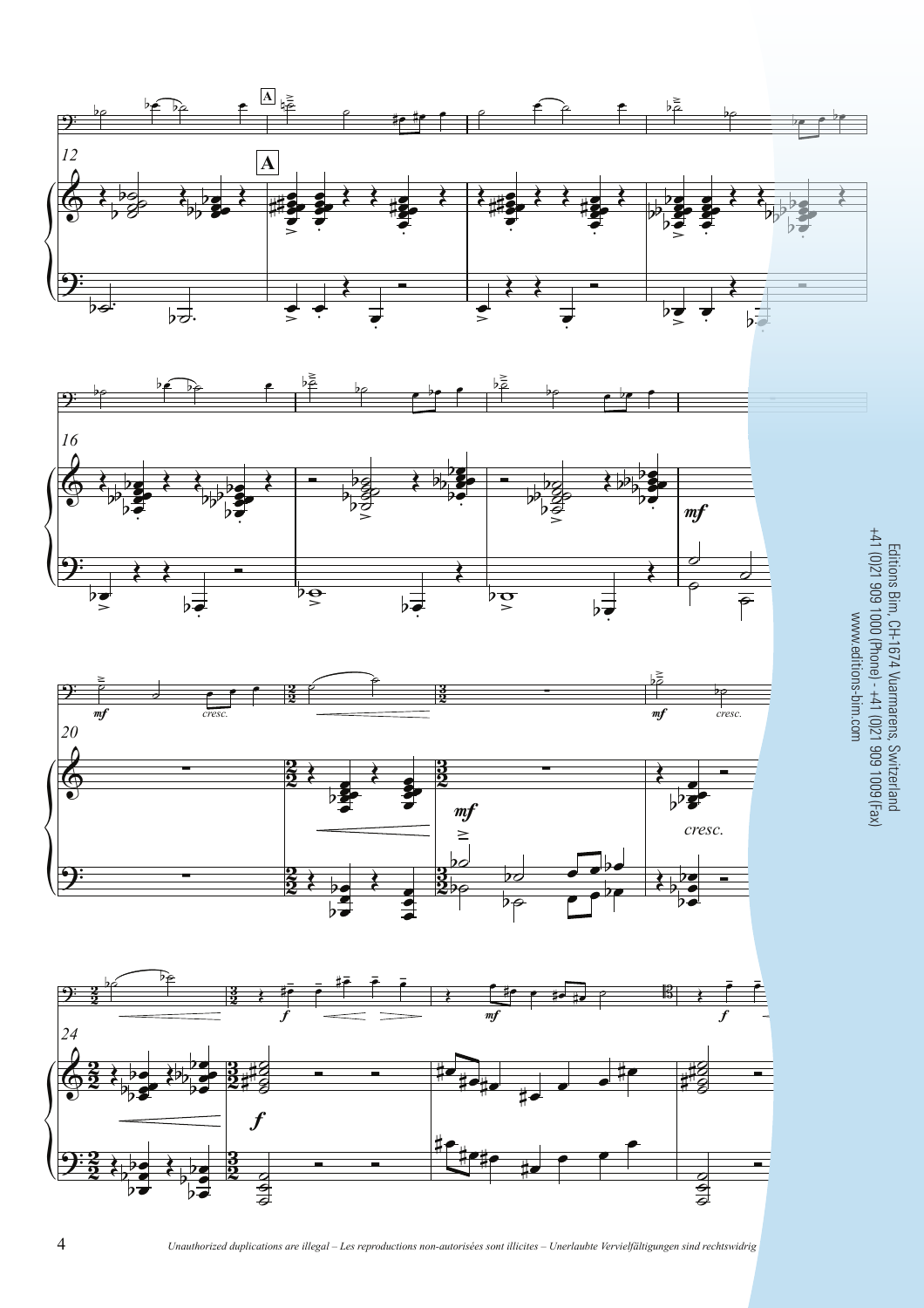Editions Bim, CH-1674 Vuarmarens, Switzerland
+41 (0)21 909 1000 (Phone) - +41 (0)21 909 1009 (Fax)
www.editions-bim.com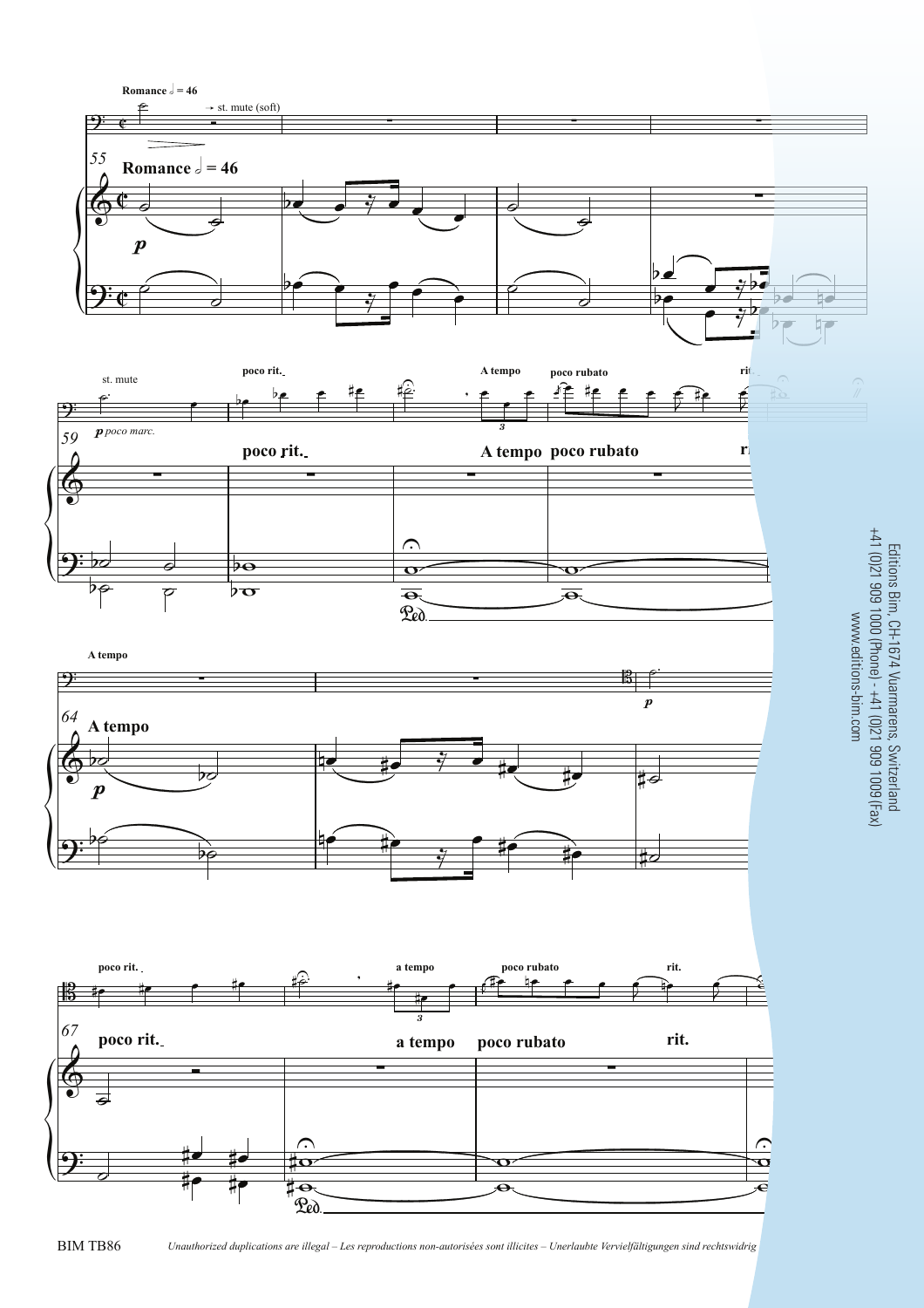Romance 𝅗𝅥 = 46

→ st. mute (soft)

55 Romance 𝅗𝅥 = 46

*p*

st. mute

*p poco marc.*

59

poco rit.

A tempo

poco rubato

rit.

Ped.

A tempo

64 A tempo

*p*

*p*

67

poco rit.

a tempo

poco rubato

rit.

Ped.

Editions Bim, CH-1674 Vuarmarens, Switzerland
+41 (0)21 909 1000 (Phone) - +41 (0)21 909 1009 (Fax)
www.editions-bim.com

*Unauthorized duplications are illegal – Les reproductions non-autorisées sont illicites – Unerlaubte Vervielfältigungen sind rechtswidrig*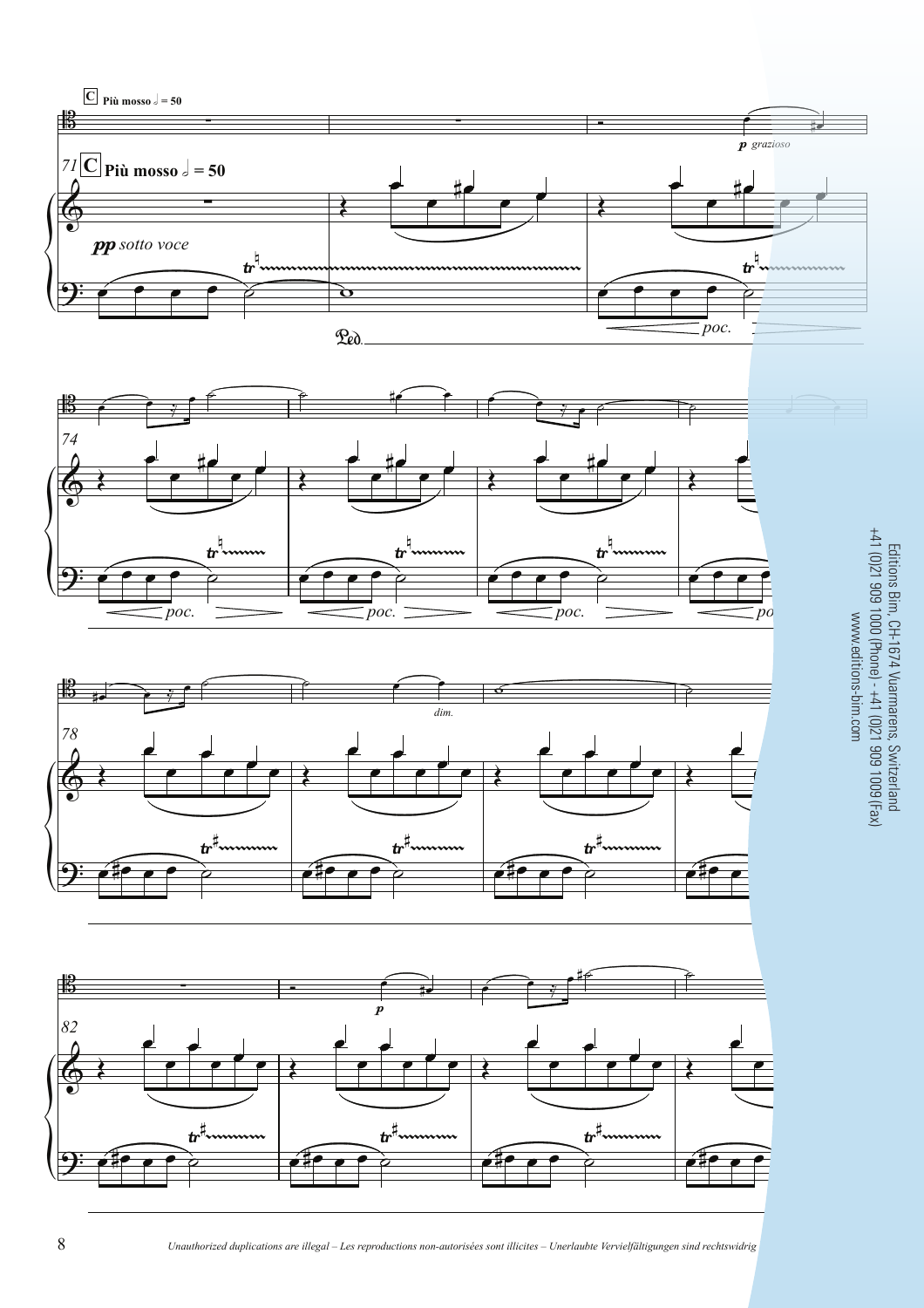**C** **Più mosso** 𝅗𝅥 = 50

*pp sotto voce*

*p grazioso*

*poc.*

*dim.*

*p*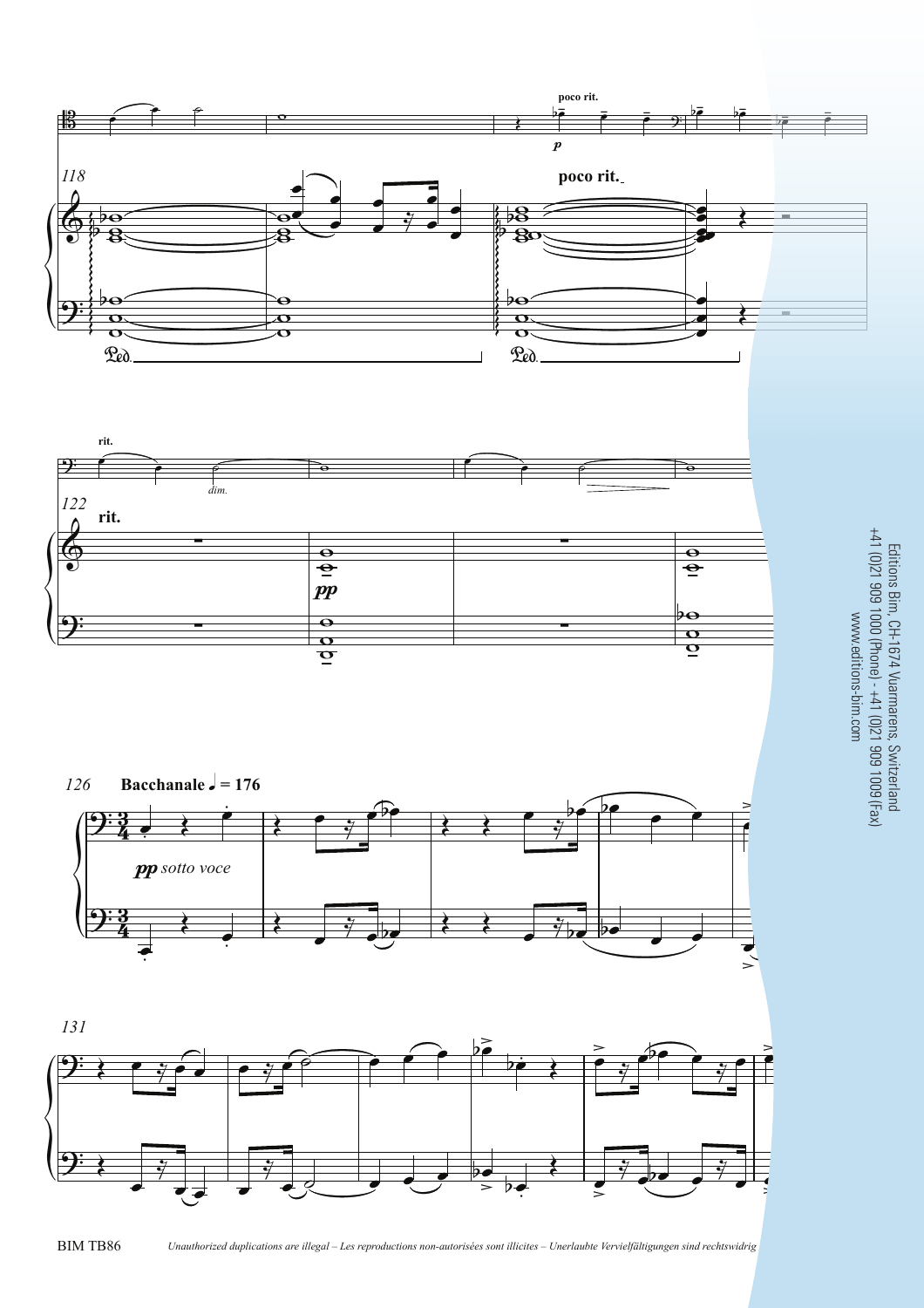poco rit.

*p*

118

poco rit.

rit.

*dim.*

122

rit.

*pp*

126 **Bacchanale** ♩ = 176

*pp sotto voce*

131

Editions Bim, CH-1674 Vuarmarens, Switzerland
+41 (0)21 909 1000 (Phone) - +41 (0)21 909 1009 (Fax)
www.editions-bim.com

BIM TB86 *Unauthorized duplications are illegal – Les reproductions non-autorisées sont illicites – Unerlaubte Vervielfältigungen sind rechtswidrig*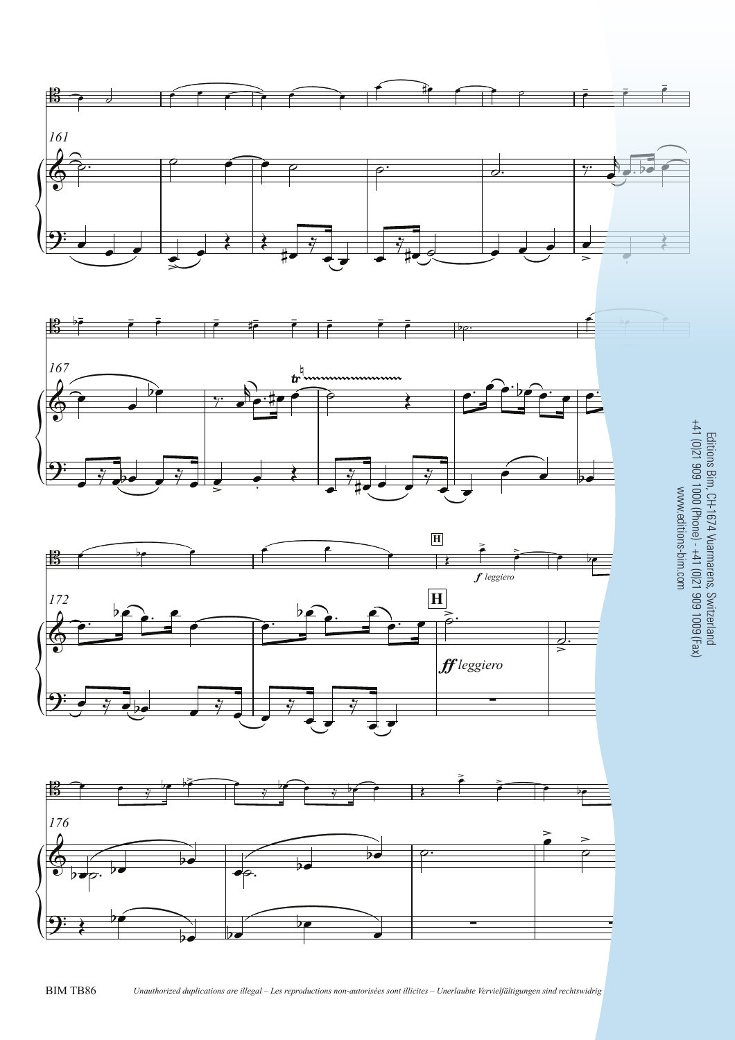161

167

172

**H**

*f leggiero*

*ff leggiero*

176

Editions Bim, CH-1674 Vuarmarens, Switzerland
+41 (0)21 909 1000 (Phone) - +41 (0)21 909 1009 (Fax)
www.editions-bim.com

BIM TB86

*Unauthorized duplications are illegal – Les reproductions non-autorisées sont illicites – Unerlaubte Vervielfältigungen sind rechtswidrig*